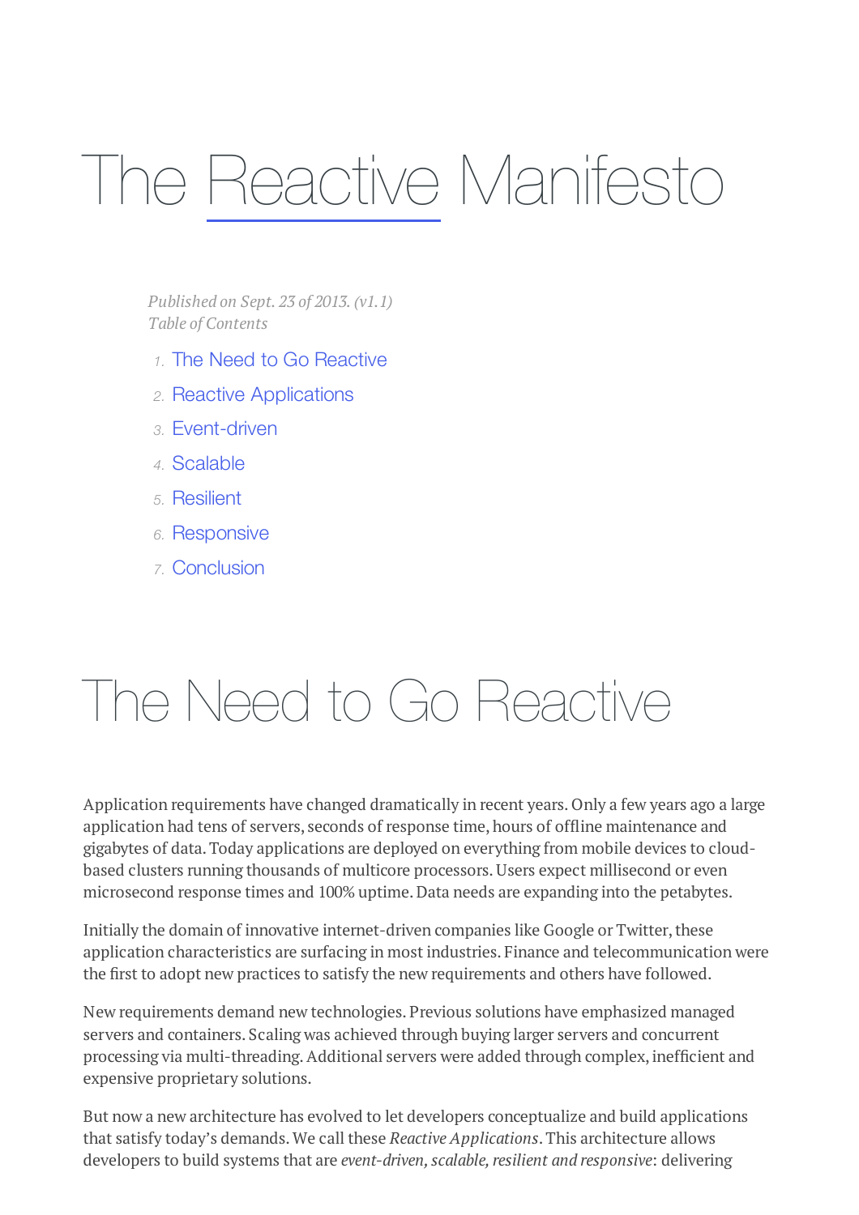# The Reactive Manifesto

*Published on Sept. 23 of 2013. (v1.1)*
*Table of Contents*

1. The Need to Go Reactive
2. Reactive Applications
3. Event-driven
4. Scalable
5. Resilient
6. Responsive
7. Conclusion

## The Need to Go Reactive

Application requirements have changed dramatically in recent years. Only a few years ago a large application had tens of servers, seconds of response time, hours of offline maintenance and gigabytes of data. Today applications are deployed on everything from mobile devices to cloud-based clusters running thousands of multicore processors. Users expect millisecond or even microsecond response times and 100% uptime. Data needs are expanding into the petabytes.

Initially the domain of innovative internet-driven companies like Google or Twitter, these application characteristics are surfacing in most industries. Finance and telecommunication were the first to adopt new practices to satisfy the new requirements and others have followed.

New requirements demand new technologies. Previous solutions have emphasized managed servers and containers. Scaling was achieved through buying larger servers and concurrent processing via multi-threading. Additional servers were added through complex, inefficient and expensive proprietary solutions.

But now a new architecture has evolved to let developers conceptualize and build applications that satisfy today's demands. We call these *Reactive Applications*. This architecture allows developers to build systems that are *event-driven, scalable, resilient and responsive*: delivering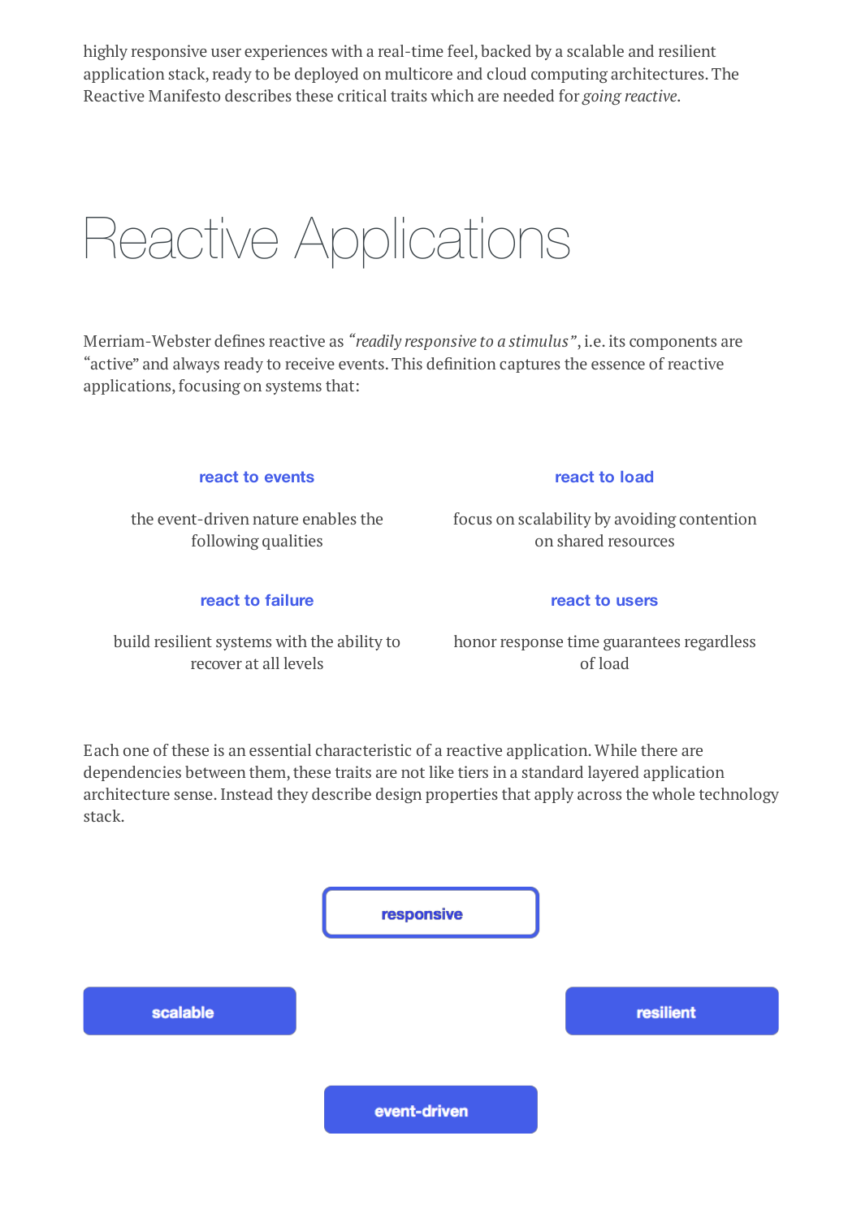highly responsive user experiences with a real-time feel, backed by a scalable and resilient application stack, ready to be deployed on multicore and cloud computing architectures. The Reactive Manifesto describes these critical traits which are needed for *going reactive*.

# Reactive Applications

Merriam-Webster defines reactive as *"readily responsive to a stimulus"*, i.e. its components are "active" and always ready to receive events. This definition captures the essence of reactive applications, focusing on systems that:

**react to events**

the event-driven nature enables the following qualities

**react to load**

focus on scalability by avoiding contention on shared resources

**react to failure**

build resilient systems with the ability to recover at all levels

**react to users**

honor response time guarantees regardless of load

Each one of these is an essential characteristic of a reactive application. While there are dependencies between them, these traits are not like tiers in a standard layered application architecture sense. Instead they describe design properties that apply across the whole technology stack.

**responsive**

**scalable**

**resilient**

**event-driven**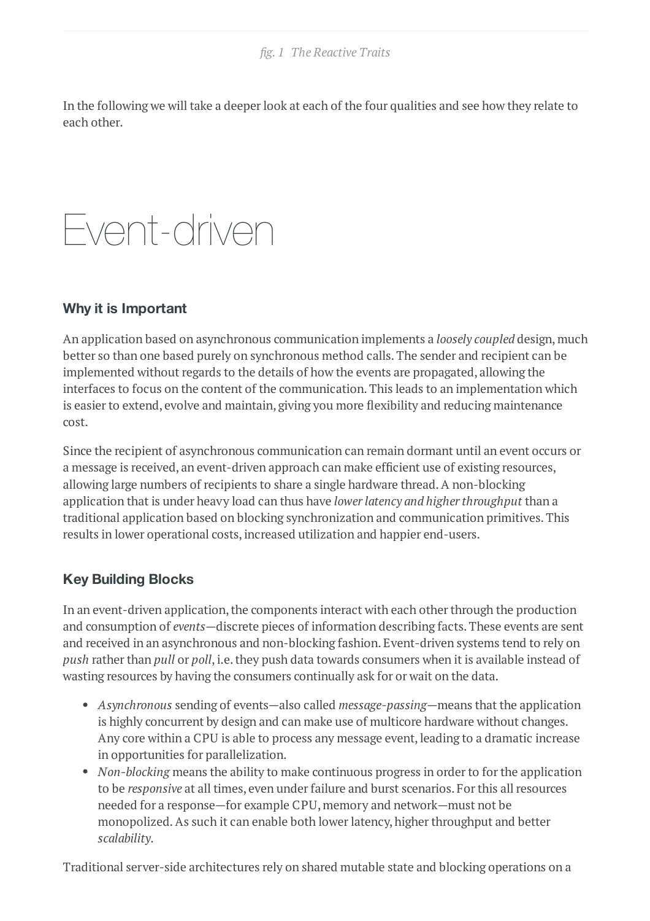*fig. 1 The Reactive Traits*

In the following we will take a deeper look at each of the four qualities and see how they relate to each other.

# Event-driven

### Why it is Important

An application based on asynchronous communication implements a *loosely coupled* design, much better so than one based purely on synchronous method calls. The sender and recipient can be implemented without regards to the details of how the events are propagated, allowing the interfaces to focus on the content of the communication. This leads to an implementation which is easier to extend, evolve and maintain, giving you more flexibility and reducing maintenance cost.

Since the recipient of asynchronous communication can remain dormant until an event occurs or a message is received, an event-driven approach can make efficient use of existing resources, allowing large numbers of recipients to share a single hardware thread. A non-blocking application that is under heavy load can thus have *lower latency and higher throughput* than a traditional application based on blocking synchronization and communication primitives. This results in lower operational costs, increased utilization and happier end-users.

### Key Building Blocks

In an event-driven application, the components interact with each other through the production and consumption of *events*—discrete pieces of information describing facts. These events are sent and received in an asynchronous and non-blocking fashion. Event-driven systems tend to rely on *push* rather than *pull* or *poll*, i.e. they push data towards consumers when it is available instead of wasting resources by having the consumers continually ask for or wait on the data.

- *Asynchronous* sending of events—also called *message-passing*—means that the application is highly concurrent by design and can make use of multicore hardware without changes. Any core within a CPU is able to process any message event, leading to a dramatic increase in opportunities for parallelization.
- *Non-blocking* means the ability to make continuous progress in order to for the application to be *responsive* at all times, even under failure and burst scenarios. For this all resources needed for a response—for example CPU, memory and network—must not be monopolized. As such it can enable both lower latency, higher throughput and better *scalability*.

Traditional server-side architectures rely on shared mutable state and blocking operations on a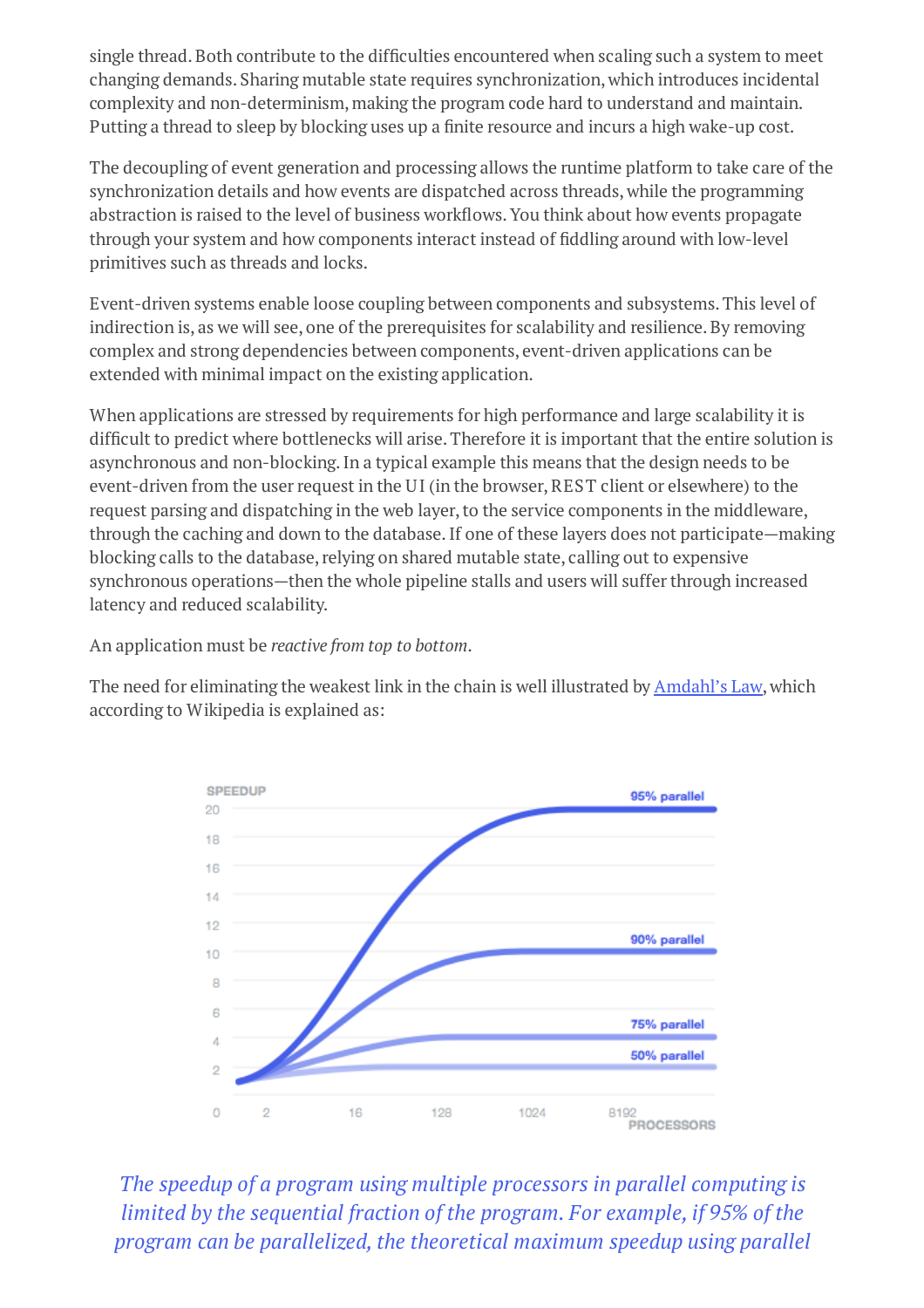single thread. Both contribute to the difficulties encountered when scaling such a system to meet changing demands. Sharing mutable state requires synchronization, which introduces incidental complexity and non-determinism, making the program code hard to understand and maintain. Putting a thread to sleep by blocking uses up a finite resource and incurs a high wake-up cost.

The decoupling of event generation and processing allows the runtime platform to take care of the synchronization details and how events are dispatched across threads, while the programming abstraction is raised to the level of business workflows. You think about how events propagate through your system and how components interact instead of fiddling around with low-level primitives such as threads and locks.

Event-driven systems enable loose coupling between components and subsystems. This level of indirection is, as we will see, one of the prerequisites for scalability and resilience. By removing complex and strong dependencies between components, event-driven applications can be extended with minimal impact on the existing application.

When applications are stressed by requirements for high performance and large scalability it is difficult to predict where bottlenecks will arise. Therefore it is important that the entire solution is asynchronous and non-blocking. In a typical example this means that the design needs to be event-driven from the user request in the UI (in the browser, REST client or elsewhere) to the request parsing and dispatching in the web layer, to the service components in the middleware, through the caching and down to the database. If one of these layers does not participate—making blocking calls to the database, relying on shared mutable state, calling out to expensive synchronous operations—then the whole pipeline stalls and users will suffer through increased latency and reduced scalability.

An application must be *reactive from top to bottom*.

The need for eliminating the weakest link in the chain is well illustrated by [Amdahl's Law](), which according to Wikipedia is explained as:

*The speedup of a program using multiple processors in parallel computing is limited by the sequential fraction of the program. For example, if 95% of the program can be parallelized, the theoretical maximum speedup using parallel*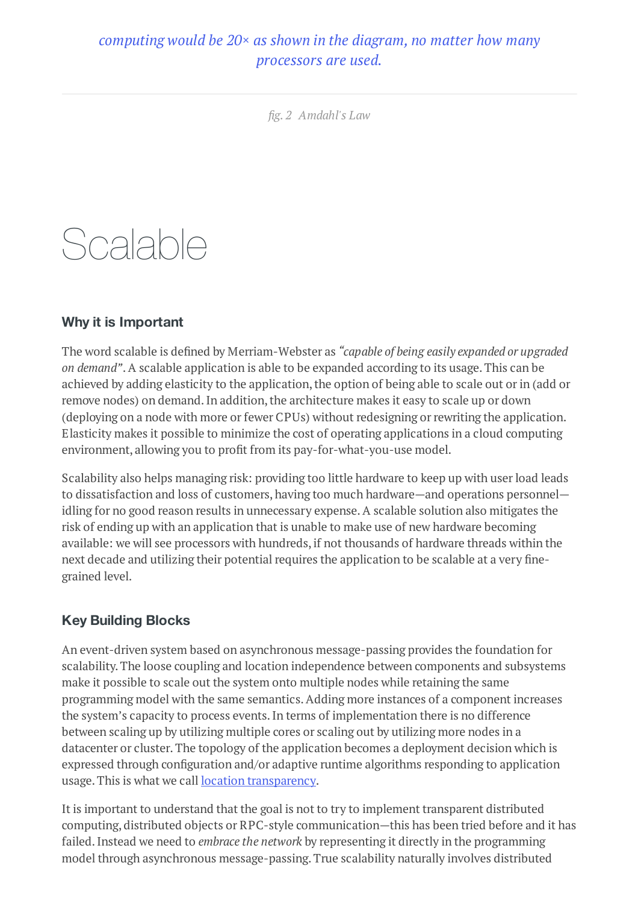*computing would be 20× as shown in the diagram, no matter how many processors are used.*

*fig. 2 Amdahl's Law*

# Scalable

### Why it is Important

The word scalable is defined by Merriam-Webster as *"capable of being easily expanded or upgraded on demand"*. A scalable application is able to be expanded according to its usage. This can be achieved by adding elasticity to the application, the option of being able to scale out or in (add or remove nodes) on demand. In addition, the architecture makes it easy to scale up or down (deploying on a node with more or fewer CPUs) without redesigning or rewriting the application. Elasticity makes it possible to minimize the cost of operating applications in a cloud computing environment, allowing you to profit from its pay-for-what-you-use model.

Scalability also helps managing risk: providing too little hardware to keep up with user load leads to dissatisfaction and loss of customers, having too much hardware—and operations personnel—idling for no good reason results in unnecessary expense. A scalable solution also mitigates the risk of ending up with an application that is unable to make use of new hardware becoming available: we will see processors with hundreds, if not thousands of hardware threads within the next decade and utilizing their potential requires the application to be scalable at a very fine-grained level.

### Key Building Blocks

An event-driven system based on asynchronous message-passing provides the foundation for scalability. The loose coupling and location independence between components and subsystems make it possible to scale out the system onto multiple nodes while retaining the same programming model with the same semantics. Adding more instances of a component increases the system's capacity to process events. In terms of implementation there is no difference between scaling up by utilizing multiple cores or scaling out by utilizing more nodes in a datacenter or cluster. The topology of the application becomes a deployment decision which is expressed through configuration and/or adaptive runtime algorithms responding to application usage. This is what we call location transparency.

It is important to understand that the goal is not to try to implement transparent distributed computing, distributed objects or RPC-style communication—this has been tried before and it has failed. Instead we need to *embrace the network* by representing it directly in the programming model through asynchronous message-passing. True scalability naturally involves distributed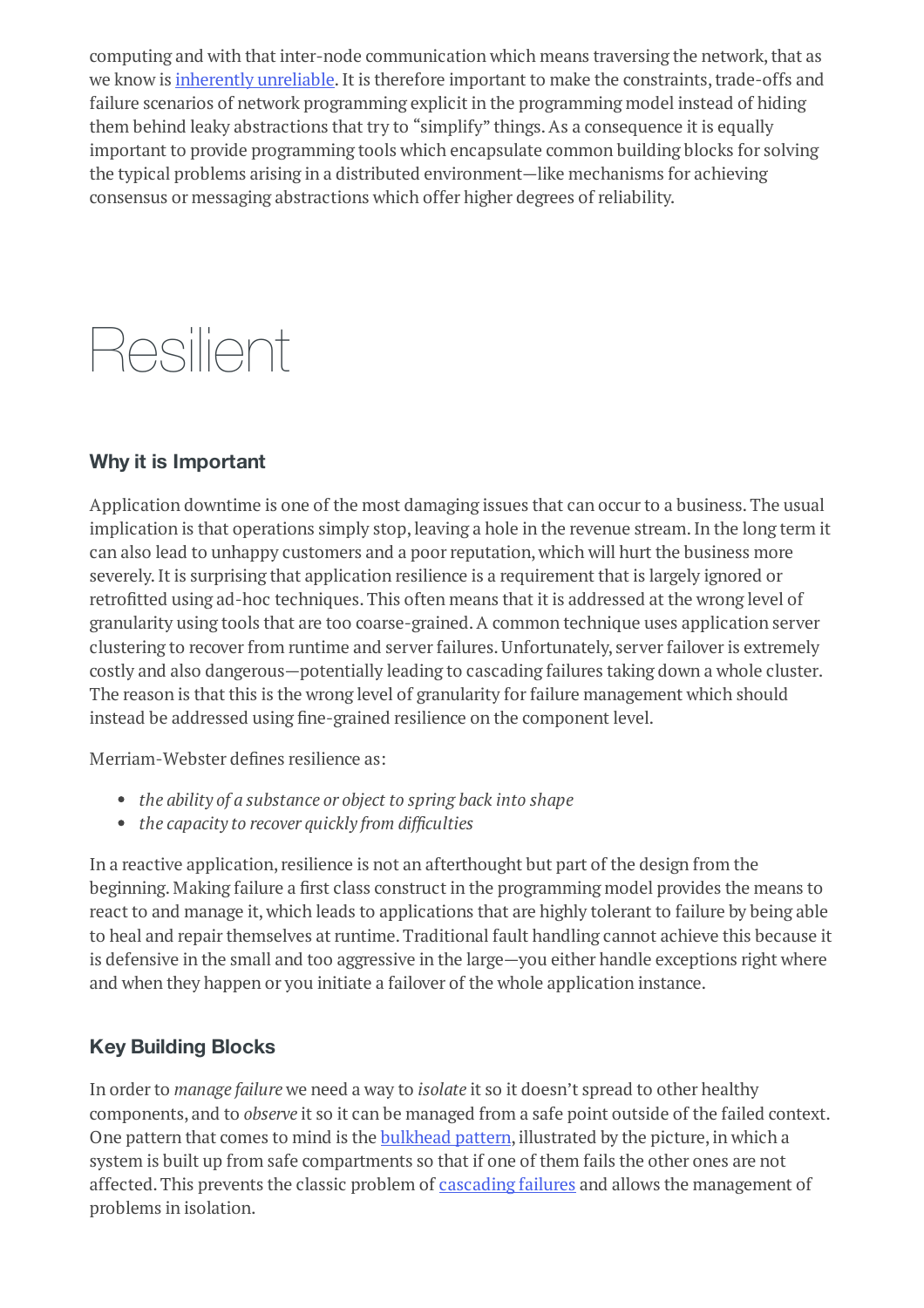computing and with that inter-node communication which means traversing the network, that as we know is inherently unreliable. It is therefore important to make the constraints, trade-offs and failure scenarios of network programming explicit in the programming model instead of hiding them behind leaky abstractions that try to "simplify" things. As a consequence it is equally important to provide programming tools which encapsulate common building blocks for solving the typical problems arising in a distributed environment—like mechanisms for achieving consensus or messaging abstractions which offer higher degrees of reliability.

# Resilient

### Why it is Important

Application downtime is one of the most damaging issues that can occur to a business. The usual implication is that operations simply stop, leaving a hole in the revenue stream. In the long term it can also lead to unhappy customers and a poor reputation, which will hurt the business more severely. It is surprising that application resilience is a requirement that is largely ignored or retrofitted using ad-hoc techniques. This often means that it is addressed at the wrong level of granularity using tools that are too coarse-grained. A common technique uses application server clustering to recover from runtime and server failures. Unfortunately, server failover is extremely costly and also dangerous—potentially leading to cascading failures taking down a whole cluster. The reason is that this is the wrong level of granularity for failure management which should instead be addressed using fine-grained resilience on the component level.

Merriam-Webster defines resilience as:

- *the ability of a substance or object to spring back into shape*
- *the capacity to recover quickly from difficulties*

In a reactive application, resilience is not an afterthought but part of the design from the beginning. Making failure a first class construct in the programming model provides the means to react to and manage it, which leads to applications that are highly tolerant to failure by being able to heal and repair themselves at runtime. Traditional fault handling cannot achieve this because it is defensive in the small and too aggressive in the large—you either handle exceptions right where and when they happen or you initiate a failover of the whole application instance.

### Key Building Blocks

In order to *manage failure* we need a way to *isolate* it so it doesn't spread to other healthy components, and to *observe* it so it can be managed from a safe point outside of the failed context. One pattern that comes to mind is the bulkhead pattern, illustrated by the picture, in which a system is built up from safe compartments so that if one of them fails the other ones are not affected. This prevents the classic problem of cascading failures and allows the management of problems in isolation.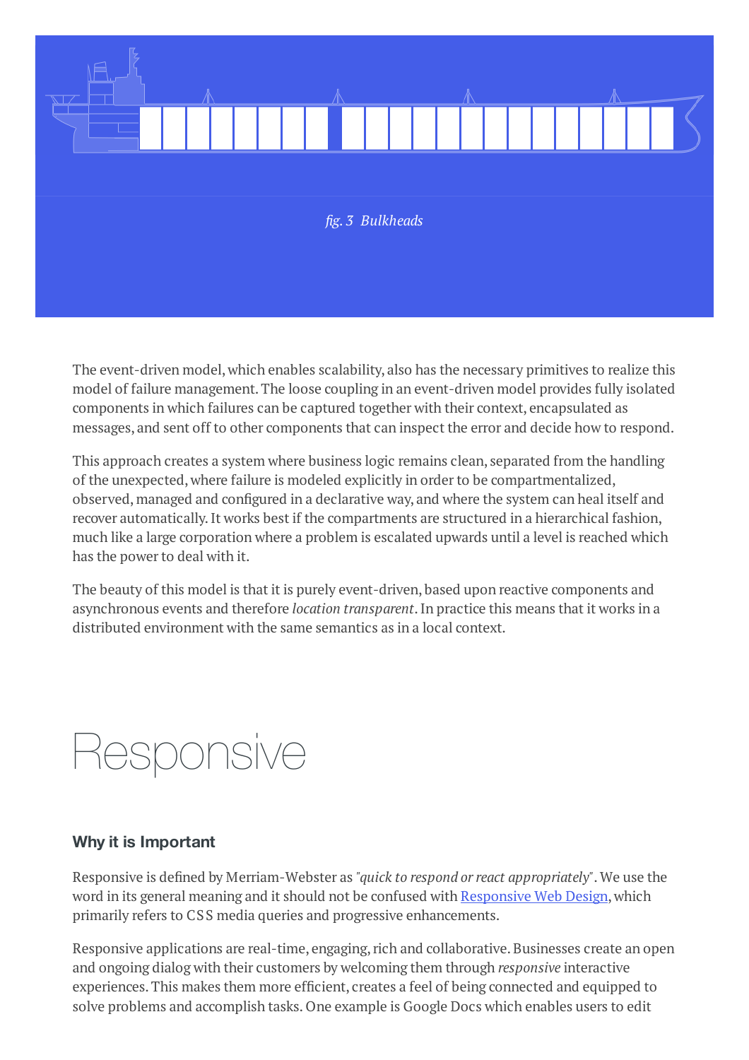*fig. 3 Bulkheads*

The event-driven model, which enables scalability, also has the necessary primitives to realize this model of failure management. The loose coupling in an event-driven model provides fully isolated components in which failures can be captured together with their context, encapsulated as messages, and sent off to other components that can inspect the error and decide how to respond.

This approach creates a system where business logic remains clean, separated from the handling of the unexpected, where failure is modeled explicitly in order to be compartmentalized, observed, managed and configured in a declarative way, and where the system can heal itself and recover automatically. It works best if the compartments are structured in a hierarchical fashion, much like a large corporation where a problem is escalated upwards until a level is reached which has the power to deal with it.

The beauty of this model is that it is purely event-driven, based upon reactive components and asynchronous events and therefore *location transparent*. In practice this means that it works in a distributed environment with the same semantics as in a local context.

# Responsive

### Why it is Important

Responsive is defined by Merriam-Webster as "*quick to respond or react appropriately*". We use the word in its general meaning and it should not be confused with [Responsive Web Design](), which primarily refers to CSS media queries and progressive enhancements.

Responsive applications are real-time, engaging, rich and collaborative. Businesses create an open and ongoing dialog with their customers by welcoming them through *responsive* interactive experiences. This makes them more efficient, creates a feel of being connected and equipped to solve problems and accomplish tasks. One example is Google Docs which enables users to edit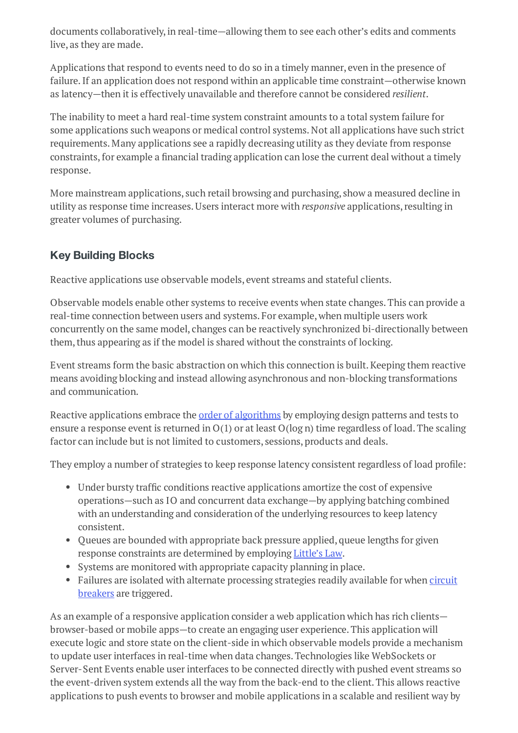documents collaboratively, in real-time—allowing them to see each other's edits and comments live, as they are made.

Applications that respond to events need to do so in a timely manner, even in the presence of failure. If an application does not respond within an applicable time constraint—otherwise known as latency—then it is effectively unavailable and therefore cannot be considered *resilient*.

The inability to meet a hard real-time system constraint amounts to a total system failure for some applications such weapons or medical control systems. Not all applications have such strict requirements. Many applications see a rapidly decreasing utility as they deviate from response constraints, for example a financial trading application can lose the current deal without a timely response.

More mainstream applications, such retail browsing and purchasing, show a measured decline in utility as response time increases. Users interact more with *responsive* applications, resulting in greater volumes of purchasing.

### Key Building Blocks

Reactive applications use observable models, event streams and stateful clients.

Observable models enable other systems to receive events when state changes. This can provide a real-time connection between users and systems. For example, when multiple users work concurrently on the same model, changes can be reactively synchronized bi-directionally between them, thus appearing as if the model is shared without the constraints of locking.

Event streams form the basic abstraction on which this connection is built. Keeping them reactive means avoiding blocking and instead allowing asynchronous and non-blocking transformations and communication.

Reactive applications embrace the [order of algorithms] by employing design patterns and tests to ensure a response event is returned in $O(1)$ or at least $O(\log n)$ time regardless of load. The scaling factor can include but is not limited to customers, sessions, products and deals.

They employ a number of strategies to keep response latency consistent regardless of load profile:

- Under bursty traffic conditions reactive applications amortize the cost of expensive operations—such as IO and concurrent data exchange—by applying batching combined with an understanding and consideration of the underlying resources to keep latency consistent.
- Queues are bounded with appropriate back pressure applied, queue lengths for given response constraints are determined by employing [Little's Law].
- Systems are monitored with appropriate capacity planning in place.
- Failures are isolated with alternate processing strategies readily available for when [circuit breakers] are triggered.

As an example of a responsive application consider a web application which has rich clients—browser-based or mobile apps—to create an engaging user experience. This application will execute logic and store state on the client-side in which observable models provide a mechanism to update user interfaces in real-time when data changes. Technologies like WebSockets or Server-Sent Events enable user interfaces to be connected directly with pushed event streams so the event-driven system extends all the way from the back-end to the client. This allows reactive applications to push events to browser and mobile applications in a scalable and resilient way by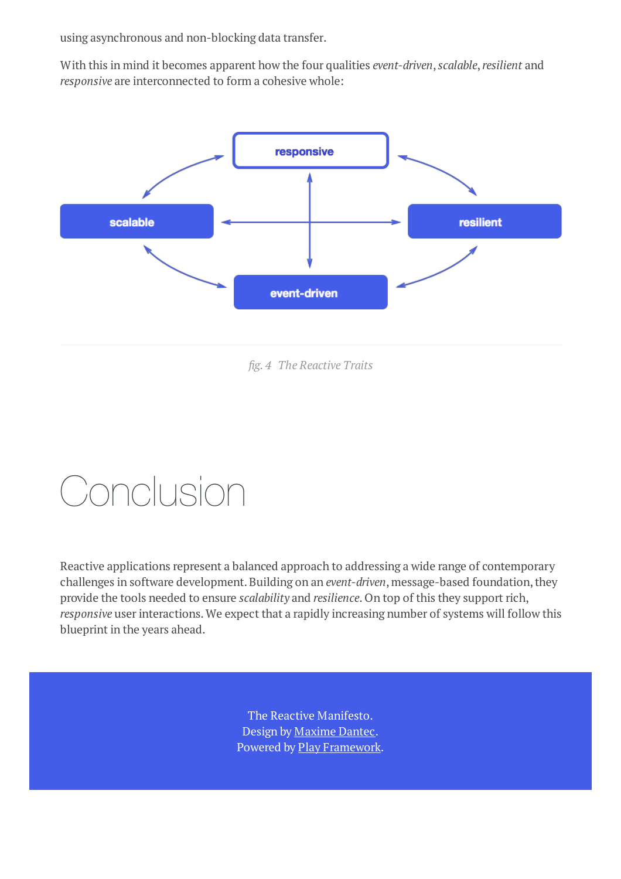using asynchronous and non-blocking data transfer.

With this in mind it becomes apparent how the four qualities *event-driven*, *scalable*, *resilient* and *responsive* are interconnected to form a cohesive whole:

responsive

scalable

resilient

event-driven

*fig. 4 The Reactive Traits*

# Conclusion

Reactive applications represent a balanced approach to addressing a wide range of contemporary challenges in software development. Building on an *event-driven*, message-based foundation, they provide the tools needed to ensure *scalability* and *resilience*. On top of this they support rich, *responsive* user interactions. We expect that a rapidly increasing number of systems will follow this blueprint in the years ahead.

The Reactive Manifesto.
Design by Maxime Dantec.
Powered by Play Framework.